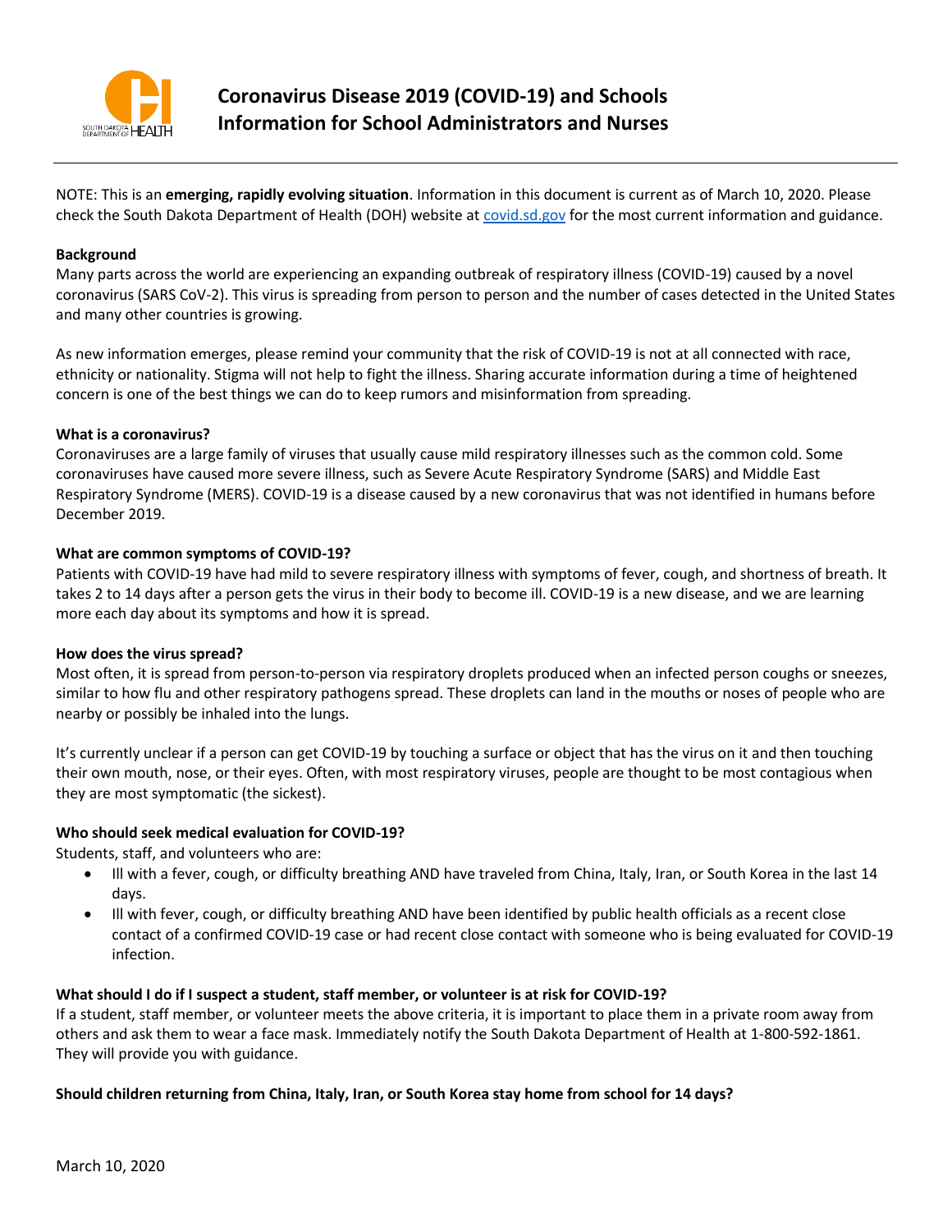# Coronavirus Disease 2019 (COVID-19) and Schools
# Information for School Administrators and Nurses

NOTE: This is an **emerging, rapidly evolving situation**. Information in this document is current as of March 10, 2020. Please check the South Dakota Department of Health (DOH) website at [covid.sd.gov](covid.sd.gov) for the most current information and guidance.

**Background**

Many parts across the world are experiencing an expanding outbreak of respiratory illness (COVID-19) caused by a novel coronavirus (SARS CoV-2). This virus is spreading from person to person and the number of cases detected in the United States and many other countries is growing.

As new information emerges, please remind your community that the risk of COVID-19 is not at all connected with race, ethnicity or nationality. Stigma will not help to fight the illness. Sharing accurate information during a time of heightened concern is one of the best things we can do to keep rumors and misinformation from spreading.

**What is a coronavirus?**

Coronaviruses are a large family of viruses that usually cause mild respiratory illnesses such as the common cold. Some coronaviruses have caused more severe illness, such as Severe Acute Respiratory Syndrome (SARS) and Middle East Respiratory Syndrome (MERS). COVID-19 is a disease caused by a new coronavirus that was not identified in humans before December 2019.

**What are common symptoms of COVID-19?**

Patients with COVID-19 have had mild to severe respiratory illness with symptoms of fever, cough, and shortness of breath. It takes 2 to 14 days after a person gets the virus in their body to become ill. COVID-19 is a new disease, and we are learning more each day about its symptoms and how it is spread.

**How does the virus spread?**

Most often, it is spread from person-to-person via respiratory droplets produced when an infected person coughs or sneezes, similar to how flu and other respiratory pathogens spread. These droplets can land in the mouths or noses of people who are nearby or possibly be inhaled into the lungs.

It's currently unclear if a person can get COVID-19 by touching a surface or object that has the virus on it and then touching their own mouth, nose, or their eyes. Often, with most respiratory viruses, people are thought to be most contagious when they are most symptomatic (the sickest).

**Who should seek medical evaluation for COVID-19?**

Students, staff, and volunteers who are:

- Ill with a fever, cough, or difficulty breathing AND have traveled from China, Italy, Iran, or South Korea in the last 14 days.
- Ill with fever, cough, or difficulty breathing AND have been identified by public health officials as a recent close contact of a confirmed COVID-19 case or had recent close contact with someone who is being evaluated for COVID-19 infection.

**What should I do if I suspect a student, staff member, or volunteer is at risk for COVID-19?**

If a student, staff member, or volunteer meets the above criteria, it is important to place them in a private room away from others and ask them to wear a face mask. Immediately notify the South Dakota Department of Health at 1-800-592-1861. They will provide you with guidance.

**Should children returning from China, Italy, Iran, or South Korea stay home from school for 14 days?**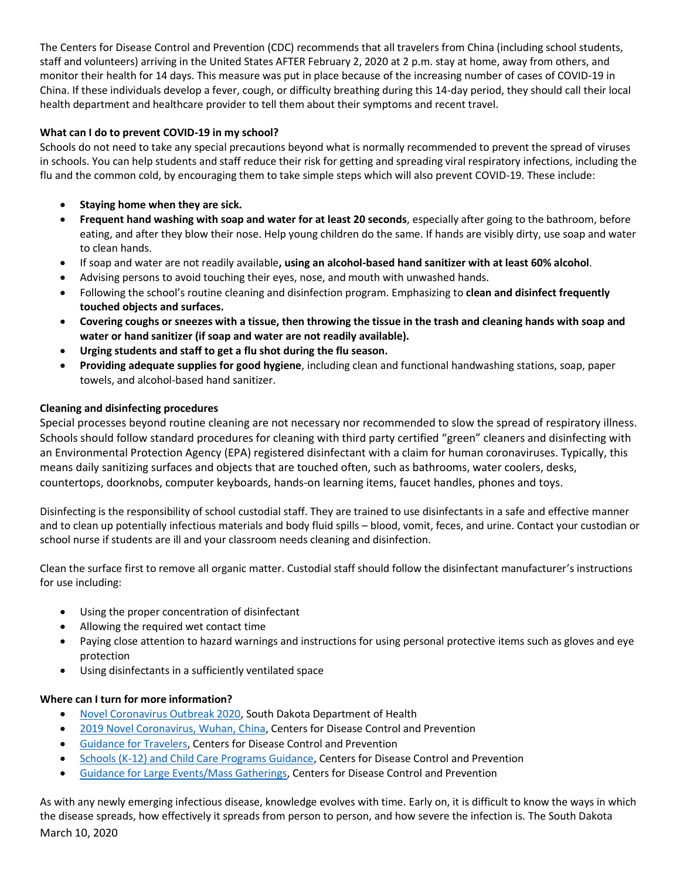The Centers for Disease Control and Prevention (CDC) recommends that all travelers from China (including school students, staff and volunteers) arriving in the United States AFTER February 2, 2020 at 2 p.m. stay at home, away from others, and monitor their health for 14 days. This measure was put in place because of the increasing number of cases of COVID-19 in China. If these individuals develop a fever, cough, or difficulty breathing during this 14-day period, they should call their local health department and healthcare provider to tell them about their symptoms and recent travel.

**What can I do to prevent COVID-19 in my school?**

Schools do not need to take any special precautions beyond what is normally recommended to prevent the spread of viruses in schools. You can help students and staff reduce their risk for getting and spreading viral respiratory infections, including the flu and the common cold, by encouraging them to take simple steps which will also prevent COVID-19. These include:

- **Staying home when they are sick.**
- **Frequent hand washing with soap and water for at least 20 seconds**, especially after going to the bathroom, before eating, and after they blow their nose. Help young children do the same. If hands are visibly dirty, use soap and water to clean hands.
- If soap and water are not readily available**, using an alcohol-based hand sanitizer with at least 60% alcohol**.
- Advising persons to avoid touching their eyes, nose, and mouth with unwashed hands.
- Following the school's routine cleaning and disinfection program. Emphasizing to **clean and disinfect frequently touched objects and surfaces.**
- **Covering coughs or sneezes with a tissue, then throwing the tissue in the trash and cleaning hands with soap and water or hand sanitizer (if soap and water are not readily available).**
- **Urging students and staff to get a flu shot during the flu season.**
- **Providing adequate supplies for good hygiene**, including clean and functional handwashing stations, soap, paper towels, and alcohol-based hand sanitizer.

**Cleaning and disinfecting procedures**

Special processes beyond routine cleaning are not necessary nor recommended to slow the spread of respiratory illness. Schools should follow standard procedures for cleaning with third party certified "green" cleaners and disinfecting with an Environmental Protection Agency (EPA) registered disinfectant with a claim for human coronaviruses. Typically, this means daily sanitizing surfaces and objects that are touched often, such as bathrooms, water coolers, desks, countertops, doorknobs, computer keyboards, hands-on learning items, faucet handles, phones and toys.

Disinfecting is the responsibility of school custodial staff. They are trained to use disinfectants in a safe and effective manner and to clean up potentially infectious materials and body fluid spills – blood, vomit, feces, and urine. Contact your custodian or school nurse if students are ill and your classroom needs cleaning and disinfection.

Clean the surface first to remove all organic matter. Custodial staff should follow the disinfectant manufacturer's instructions for use including:

- Using the proper concentration of disinfectant
- Allowing the required wet contact time
- Paying close attention to hazard warnings and instructions for using personal protective items such as gloves and eye protection
- Using disinfectants in a sufficiently ventilated space

**Where can I turn for more information?**

- Novel Coronavirus Outbreak 2020, South Dakota Department of Health
- 2019 Novel Coronavirus, Wuhan, China, Centers for Disease Control and Prevention
- Guidance for Travelers, Centers for Disease Control and Prevention
- Schools (K-12) and Child Care Programs Guidance, Centers for Disease Control and Prevention
- Guidance for Large Events/Mass Gatherings, Centers for Disease Control and Prevention

As with any newly emerging infectious disease, knowledge evolves with time. Early on, it is difficult to know the ways in which the disease spreads, how effectively it spreads from person to person, and how severe the infection is. The South Dakota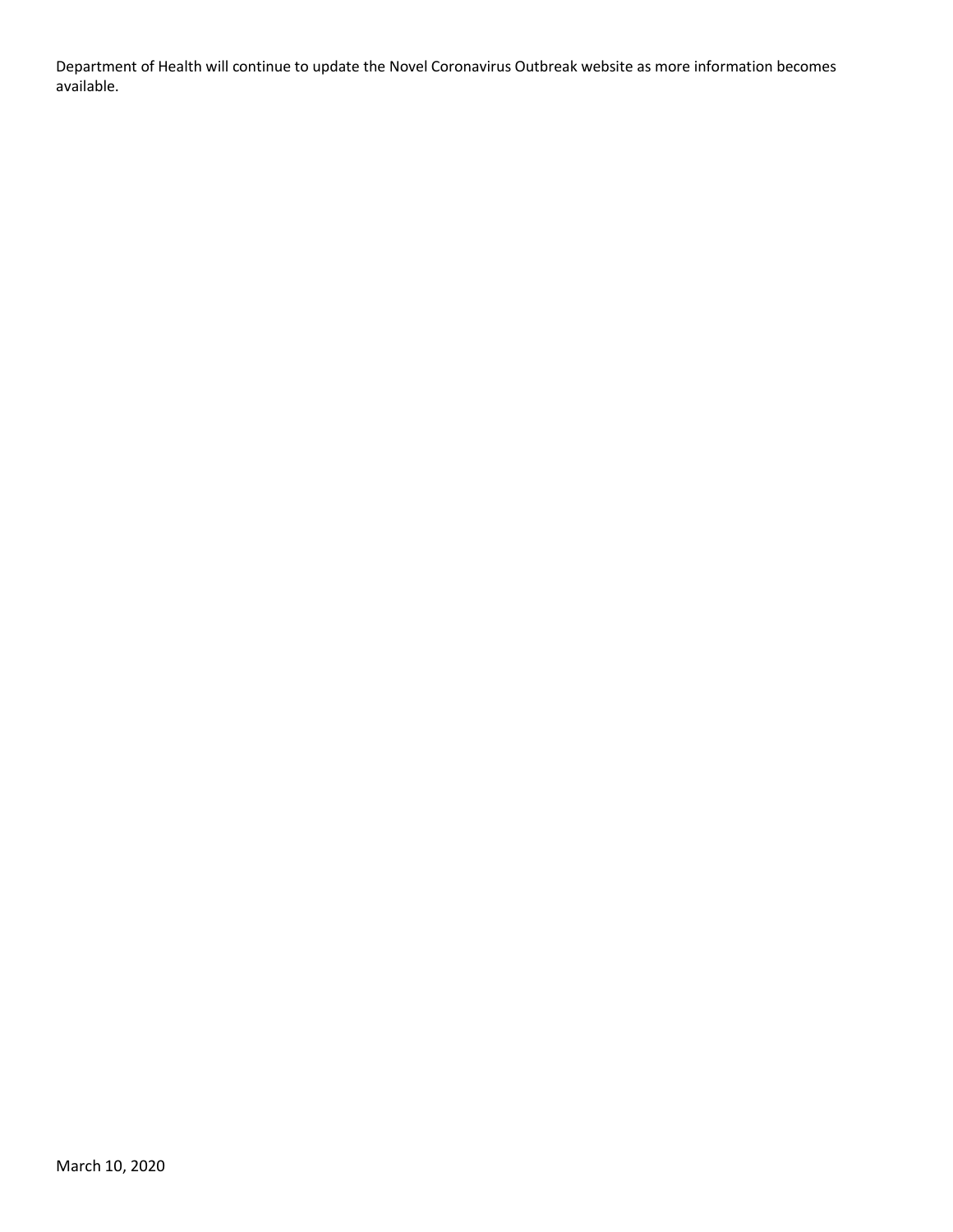Department of Health will continue to update the Novel Coronavirus Outbreak website as more information becomes available.

March 10, 2020